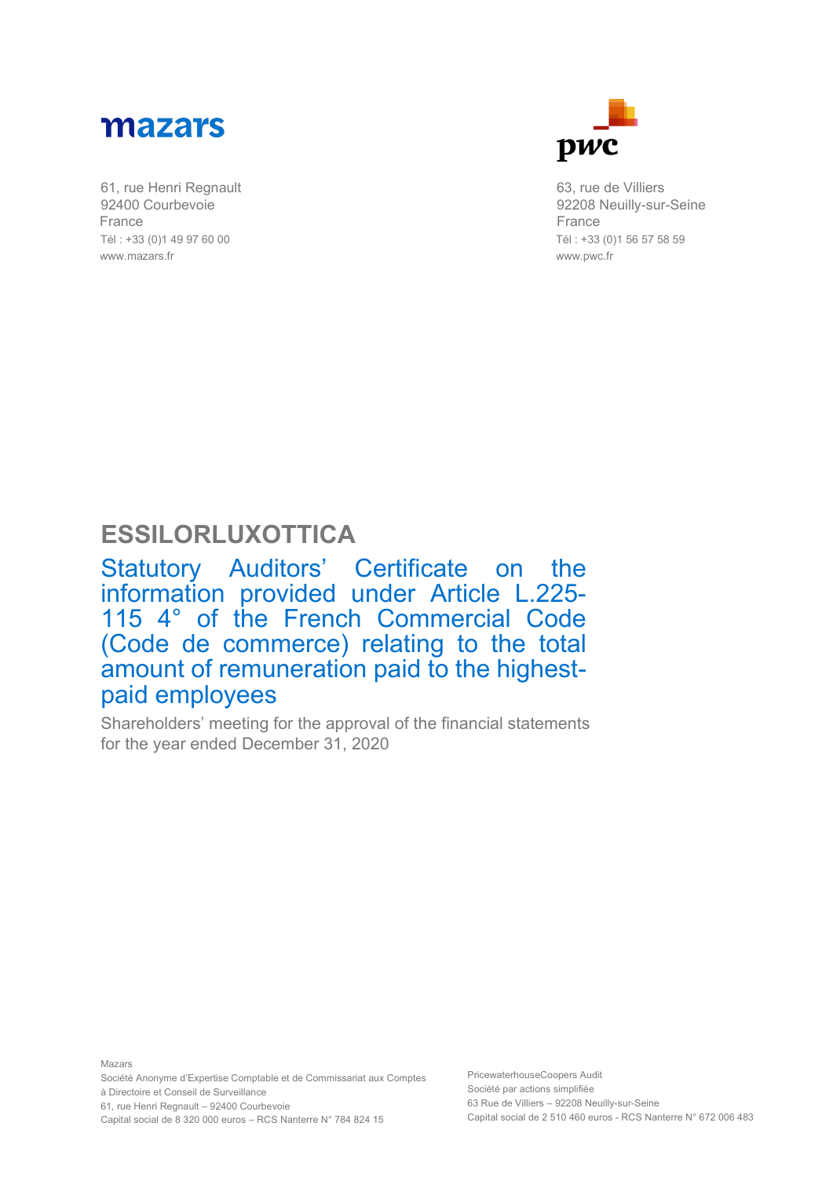mazars

61, rue Henri Regnault
92400 Courbevoie
France
Tél : +33 (0)1 49 97 60 00
www.mazars.fr

pwc

63, rue de Villiers
92208 Neuilly-sur-Seine
France
Tél : +33 (0)1 56 57 58 59
www.pwc.fr

# ESSILORLUXOTTICA

## Statutory Auditors' Certificate on the information provided under Article L.225-115 4° of the French Commercial Code (Code de commerce) relating to the total amount of remuneration paid to the highest-paid employees

Shareholders' meeting for the approval of the financial statements for the year ended December 31, 2020

Mazars
Société Anonyme d'Expertise Comptable et de Commissariat aux Comptes
à Directoire et Conseil de Surveillance
61, rue Henri Regnault – 92400 Courbevoie
Capital social de 8 320 000 euros – RCS Nanterre N° 784 824 15

PricewaterhouseCoopers Audit
Société par actions simplifiée
63 Rue de Villiers – 92208 Neuilly-sur-Seine
Capital social de 2 510 460 euros - RCS Nanterre N° 672 006 483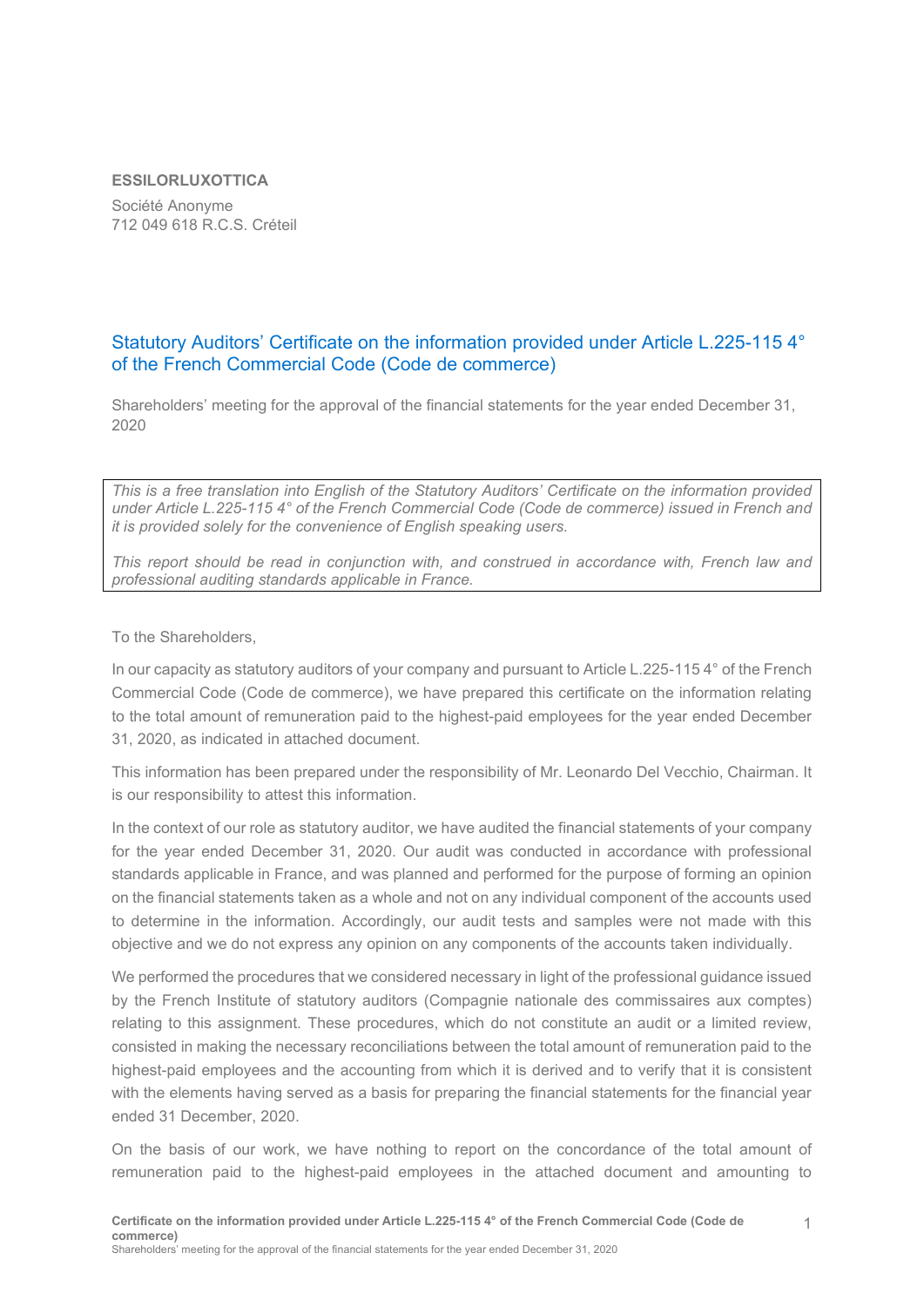**ESSILORLUXOTTICA**

Société Anonyme
712 049 618 R.C.S. Créteil

## Statutory Auditors' Certificate on the information provided under Article L.225-115 4° of the French Commercial Code (Code de commerce)

Shareholders' meeting for the approval of the financial statements for the year ended December 31, 2020

*This is a free translation into English of the Statutory Auditors' Certificate on the information provided under Article L.225-115 4° of the French Commercial Code (Code de commerce) issued in French and it is provided solely for the convenience of English speaking users.*

*This report should be read in conjunction with, and construed in accordance with, French law and professional auditing standards applicable in France.*

To the Shareholders,

In our capacity as statutory auditors of your company and pursuant to Article L.225-115 4° of the French Commercial Code (Code de commerce), we have prepared this certificate on the information relating to the total amount of remuneration paid to the highest-paid employees for the year ended December 31, 2020, as indicated in attached document.

This information has been prepared under the responsibility of Mr. Leonardo Del Vecchio, Chairman. It is our responsibility to attest this information.

In the context of our role as statutory auditor, we have audited the financial statements of your company for the year ended December 31, 2020. Our audit was conducted in accordance with professional standards applicable in France, and was planned and performed for the purpose of forming an opinion on the financial statements taken as a whole and not on any individual component of the accounts used to determine in the information. Accordingly, our audit tests and samples were not made with this objective and we do not express any opinion on any components of the accounts taken individually.

We performed the procedures that we considered necessary in light of the professional guidance issued by the French Institute of statutory auditors (Compagnie nationale des commissaires aux comptes) relating to this assignment. These procedures, which do not constitute an audit or a limited review, consisted in making the necessary reconciliations between the total amount of remuneration paid to the highest-paid employees and the accounting from which it is derived and to verify that it is consistent with the elements having served as a basis for preparing the financial statements for the financial year ended 31 December, 2020.

On the basis of our work, we have nothing to report on the concordance of the total amount of remuneration paid to the highest-paid employees in the attached document and amounting to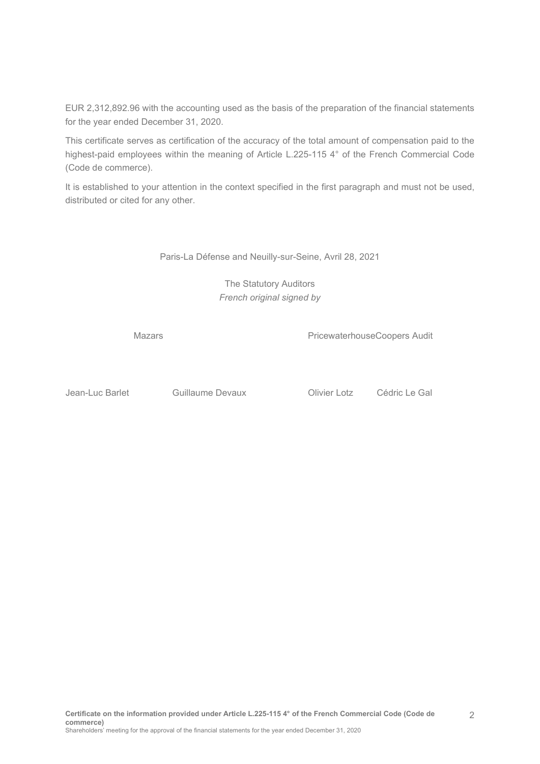EUR 2,312,892.96 with the accounting used as the basis of the preparation of the financial statements for the year ended December 31, 2020.

This certificate serves as certification of the accuracy of the total amount of compensation paid to the highest-paid employees within the meaning of Article L.225-115 4° of the French Commercial Code (Code de commerce).

It is established to your attention in the context specified in the first paragraph and must not be used, distributed or cited for any other.

Paris-La Défense and Neuilly-sur-Seine, Avril 28, 2021

The Statutory Auditors

*French original signed by*

| | | | |
|---|---|---|---|
| Mazars | | PricewaterhouseCoopers Audit | |
| Jean-Luc Barlet | Guillaume Devaux | Olivier Lotz | Cédric Le Gal |